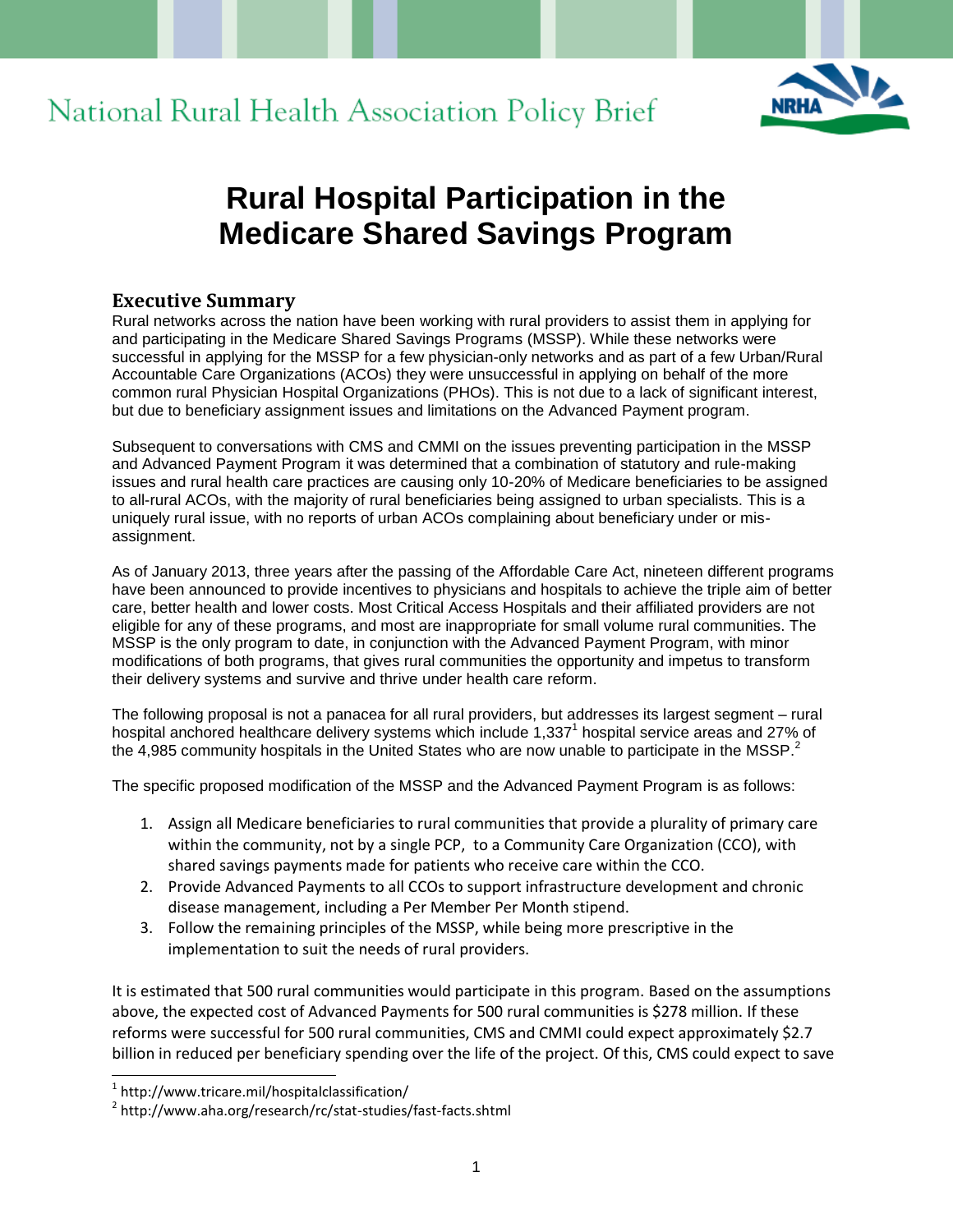National Rural Health Association Policy Brief

# Rural Hospital Participation in the Medicare Shared Savings Program

## Executive Summary

Rural networks across the nation have been working with rural providers to assist them in applying for and participating in the Medicare Shared Savings Programs (MSSP). While these networks were successful in applying for the MSSP for a few physician-only networks and as part of a few Urban/Rural Accountable Care Organizations (ACOs) they were unsuccessful in applying on behalf of the more common rural Physician Hospital Organizations (PHOs). This is not due to a lack of significant interest, but due to beneficiary assignment issues and limitations on the Advanced Payment program.

Subsequent to conversations with CMS and CMMI on the issues preventing participation in the MSSP and Advanced Payment Program it was determined that a combination of statutory and rule-making issues and rural health care practices are causing only 10-20% of Medicare beneficiaries to be assigned to all-rural ACOs, with the majority of rural beneficiaries being assigned to urban specialists. This is a uniquely rural issue, with no reports of urban ACOs complaining about beneficiary under or mis-assignment.

As of January 2013, three years after the passing of the Affordable Care Act, nineteen different programs have been announced to provide incentives to physicians and hospitals to achieve the triple aim of better care, better health and lower costs. Most Critical Access Hospitals and their affiliated providers are not eligible for any of these programs, and most are inappropriate for small volume rural communities. The MSSP is the only program to date, in conjunction with the Advanced Payment Program, with minor modifications of both programs, that gives rural communities the opportunity and impetus to transform their delivery systems and survive and thrive under health care reform.

The following proposal is not a panacea for all rural providers, but addresses its largest segment – rural hospital anchored healthcare delivery systems which include 1,337[1] hospital service areas and 27% of the 4,985 community hospitals in the United States who are now unable to participate in the MSSP.[2]

The specific proposed modification of the MSSP and the Advanced Payment Program is as follows:

1. Assign all Medicare beneficiaries to rural communities that provide a plurality of primary care within the community, not by a single PCP, to a Community Care Organization (CCO), with shared savings payments made for patients who receive care within the CCO.
2. Provide Advanced Payments to all CCOs to support infrastructure development and chronic disease management, including a Per Member Per Month stipend.
3. Follow the remaining principles of the MSSP, while being more prescriptive in the implementation to suit the needs of rural providers.

It is estimated that 500 rural communities would participate in this program. Based on the assumptions above, the expected cost of Advanced Payments for 500 rural communities is $278 million. If these reforms were successful for 500 rural communities, CMS and CMMI could expect approximately $2.7 billion in reduced per beneficiary spending over the life of the project. Of this, CMS could expect to save

[1] http://www.tricare.mil/hospitalclassification/

[2] http://www.aha.org/research/rc/stat-studies/fast-facts.shtml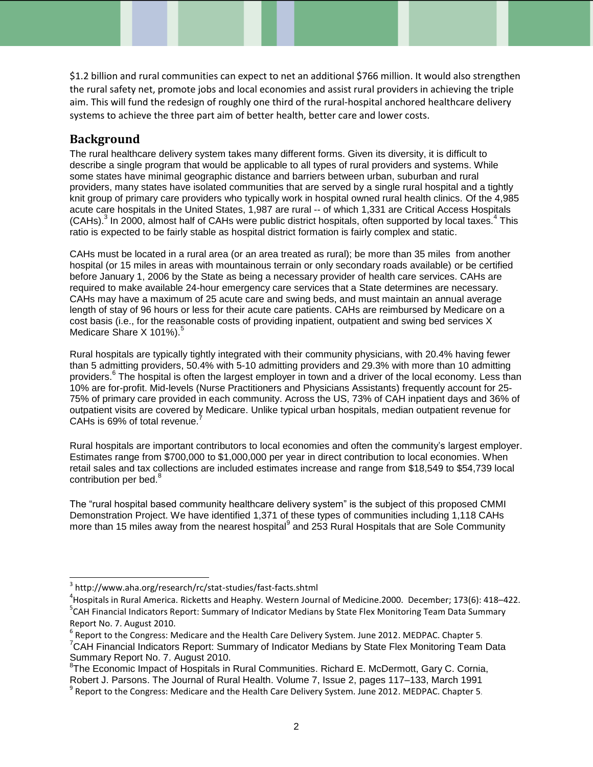$1.2 billion and rural communities can expect to net an additional $766 million. It would also strengthen the rural safety net, promote jobs and local economies and assist rural providers in achieving the triple aim. This will fund the redesign of roughly one third of the rural-hospital anchored healthcare delivery systems to achieve the three part aim of better health, better care and lower costs.

## Background

The rural healthcare delivery system takes many different forms. Given its diversity, it is difficult to describe a single program that would be applicable to all types of rural providers and systems. While some states have minimal geographic distance and barriers between urban, suburban and rural providers, many states have isolated communities that are served by a single rural hospital and a tightly knit group of primary care providers who typically work in hospital owned rural health clinics. Of the 4,985 acute care hospitals in the United States, 1,987 are rural -- of which 1,331 are Critical Access Hospitals (CAHs).[3] In 2000, almost half of CAHs were public district hospitals, often supported by local taxes.[4] This ratio is expected to be fairly stable as hospital district formation is fairly complex and static.

CAHs must be located in a rural area (or an area treated as rural); be more than 35 miles from another hospital (or 15 miles in areas with mountainous terrain or only secondary roads available) or be certified before January 1, 2006 by the State as being a necessary provider of health care services. CAHs are required to make available 24-hour emergency care services that a State determines are necessary. CAHs may have a maximum of 25 acute care and swing beds, and must maintain an annual average length of stay of 96 hours or less for their acute care patients. CAHs are reimbursed by Medicare on a cost basis (i.e., for the reasonable costs of providing inpatient, outpatient and swing bed services X Medicare Share X 101%).[5]

Rural hospitals are typically tightly integrated with their community physicians, with 20.4% having fewer than 5 admitting providers, 50.4% with 5-10 admitting providers and 29.3% with more than 10 admitting providers.[6] The hospital is often the largest employer in town and a driver of the local economy. Less than 10% are for-profit. Mid-levels (Nurse Practitioners and Physicians Assistants) frequently account for 25-75% of primary care provided in each community. Across the US, 73% of CAH inpatient days and 36% of outpatient visits are covered by Medicare. Unlike typical urban hospitals, median outpatient revenue for CAHs is 69% of total revenue.[7]

Rural hospitals are important contributors to local economies and often the community's largest employer. Estimates range from $700,000 to $1,000,000 per year in direct contribution to local economies. When retail sales and tax collections are included estimates increase and range from $18,549 to $54,739 local contribution per bed.[8]

The "rural hospital based community healthcare delivery system" is the subject of this proposed CMMI Demonstration Project. We have identified 1,371 of these types of communities including 1,118 CAHs more than 15 miles away from the nearest hospital[9] and 253 Rural Hospitals that are Sole Community

---

[3] http://www.aha.org/research/rc/stat-studies/fast-facts.shtml

[4] Hospitals in Rural America. Ricketts and Heaphy. Western Journal of Medicine.2000. December; 173(6): 418–422.

[5] CAH Financial Indicators Report: Summary of Indicator Medians by State Flex Monitoring Team Data Summary Report No. 7. August 2010.

[6] Report to the Congress: Medicare and the Health Care Delivery System. June 2012. MEDPAC. Chapter 5.

[7] CAH Financial Indicators Report: Summary of Indicator Medians by State Flex Monitoring Team Data Summary Report No. 7. August 2010.

[8] The Economic Impact of Hospitals in Rural Communities. Richard E. McDermott, Gary C. Cornia, Robert J. Parsons. The Journal of Rural Health. Volume 7, Issue 2, pages 117–133, March 1991

[9] Report to the Congress: Medicare and the Health Care Delivery System. June 2012. MEDPAC. Chapter 5.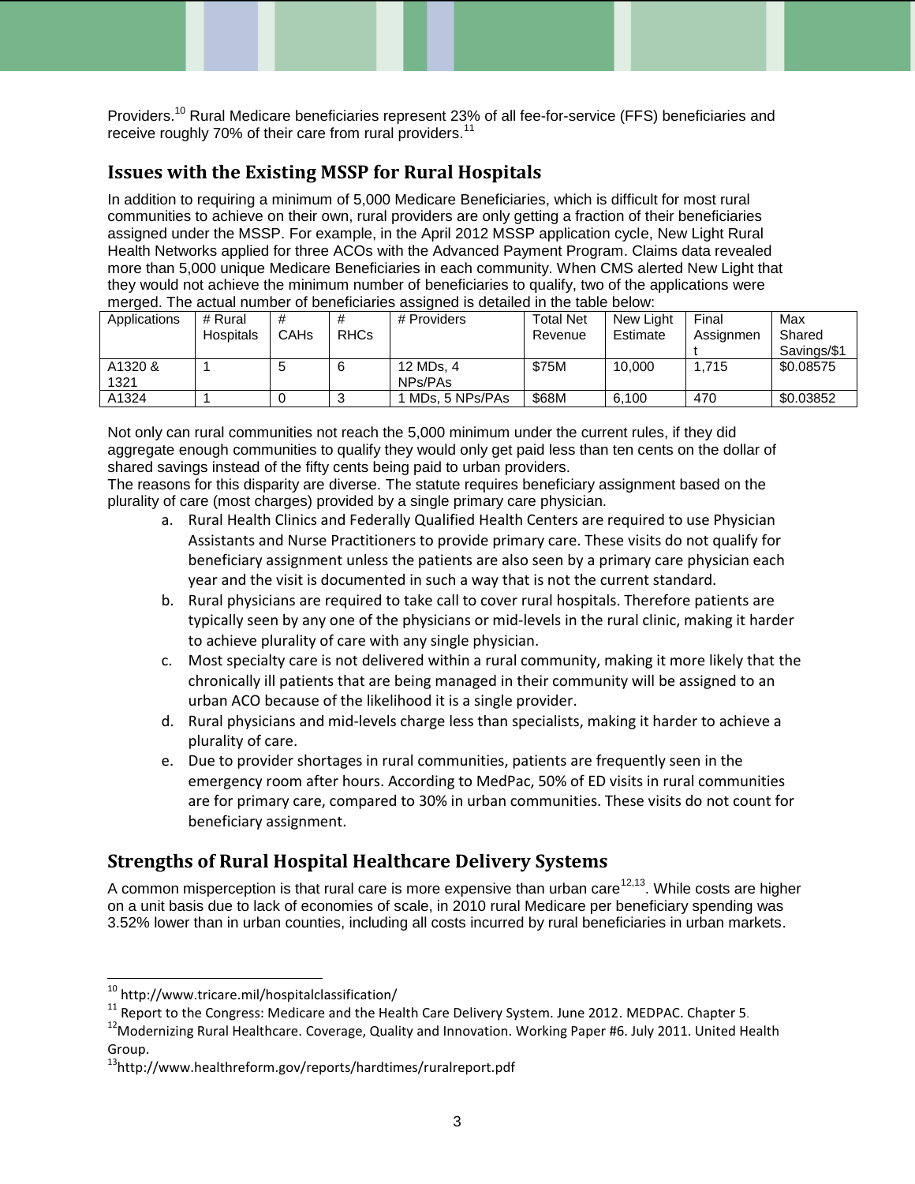Providers.[10] Rural Medicare beneficiaries represent 23% of all fee-for-service (FFS) beneficiaries and receive roughly 70% of their care from rural providers.[11]

## Issues with the Existing MSSP for Rural Hospitals

In addition to requiring a minimum of 5,000 Medicare Beneficiaries, which is difficult for most rural communities to achieve on their own, rural providers are only getting a fraction of their beneficiaries assigned under the MSSP. For example, in the April 2012 MSSP application cycle, New Light Rural Health Networks applied for three ACOs with the Advanced Payment Program. Claims data revealed more than 5,000 unique Medicare Beneficiaries in each community. When CMS alerted New Light that they would not achieve the minimum number of beneficiaries to qualify, two of the applications were merged. The actual number of beneficiaries assigned is detailed in the table below:

| Applications | # Rural Hospitals | # CAHs | # RHCs | # Providers | Total Net Revenue | New Light Estimate | Final Assignment | Max Shared Savings/$1 |
|---|---|---|---|---|---|---|---|---|
| A1320 & 1321 | 1 | 5 | 6 | 12 MDs, 4 NPs/PAs | $75M | 10,000 | 1,715 | $0.08575 |
| A1324 | 1 | 0 | 3 | 1 MDs, 5 NPs/PAs | $68M | 6,100 | 470 | $0.03852 |

Not only can rural communities not reach the 5,000 minimum under the current rules, if they did aggregate enough communities to qualify they would only get paid less than ten cents on the dollar of shared savings instead of the fifty cents being paid to urban providers.

The reasons for this disparity are diverse. The statute requires beneficiary assignment based on the plurality of care (most charges) provided by a single primary care physician.

a. Rural Health Clinics and Federally Qualified Health Centers are required to use Physician Assistants and Nurse Practitioners to provide primary care. These visits do not qualify for beneficiary assignment unless the patients are also seen by a primary care physician each year and the visit is documented in such a way that is not the current standard.
b. Rural physicians are required to take call to cover rural hospitals. Therefore patients are typically seen by any one of the physicians or mid-levels in the rural clinic, making it harder to achieve plurality of care with any single physician.
c. Most specialty care is not delivered within a rural community, making it more likely that the chronically ill patients that are being managed in their community will be assigned to an urban ACO because of the likelihood it is a single provider.
d. Rural physicians and mid-levels charge less than specialists, making it harder to achieve a plurality of care.
e. Due to provider shortages in rural communities, patients are frequently seen in the emergency room after hours. According to MedPac, 50% of ED visits in rural communities are for primary care, compared to 30% in urban communities. These visits do not count for beneficiary assignment.

## Strengths of Rural Hospital Healthcare Delivery Systems

A common misperception is that rural care is more expensive than urban care[12,13]. While costs are higher on a unit basis due to lack of economies of scale, in 2010 rural Medicare per beneficiary spending was 3.52% lower than in urban counties, including all costs incurred by rural beneficiaries in urban markets.

---

[10] http://www.tricare.mil/hospitalclassification/

[11] Report to the Congress: Medicare and the Health Care Delivery System. June 2012. MEDPAC. Chapter 5.

[12] Modernizing Rural Healthcare. Coverage, Quality and Innovation. Working Paper #6. July 2011. United Health Group.

[13] http://www.healthreform.gov/reports/hardtimes/ruralreport.pdf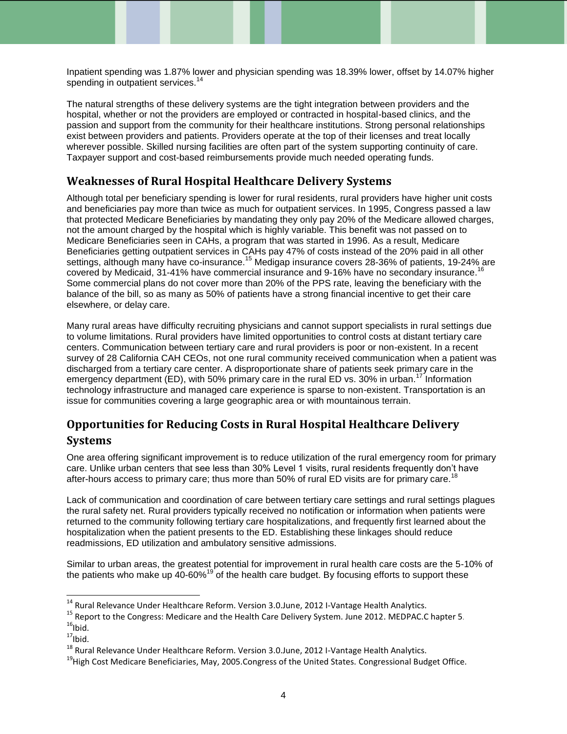Inpatient spending was 1.87% lower and physician spending was 18.39% lower, offset by 14.07% higher spending in outpatient services.[14]

The natural strengths of these delivery systems are the tight integration between providers and the hospital, whether or not the providers are employed or contracted in hospital-based clinics, and the passion and support from the community for their healthcare institutions. Strong personal relationships exist between providers and patients. Providers operate at the top of their licenses and treat locally wherever possible. Skilled nursing facilities are often part of the system supporting continuity of care. Taxpayer support and cost-based reimbursements provide much needed operating funds.

## Weaknesses of Rural Hospital Healthcare Delivery Systems

Although total per beneficiary spending is lower for rural residents, rural providers have higher unit costs and beneficiaries pay more than twice as much for outpatient services. In 1995, Congress passed a law that protected Medicare Beneficiaries by mandating they only pay 20% of the Medicare allowed charges, not the amount charged by the hospital which is highly variable. This benefit was not passed on to Medicare Beneficiaries seen in CAHs, a program that was started in 1996. As a result, Medicare Beneficiaries getting outpatient services in CAHs pay 47% of costs instead of the 20% paid in all other settings, although many have co-insurance.[15] Medigap insurance covers 28-36% of patients, 19-24% are covered by Medicaid, 31-41% have commercial insurance and 9-16% have no secondary insurance.[16] Some commercial plans do not cover more than 20% of the PPS rate, leaving the beneficiary with the balance of the bill, so as many as 50% of patients have a strong financial incentive to get their care elsewhere, or delay care.

Many rural areas have difficulty recruiting physicians and cannot support specialists in rural settings due to volume limitations. Rural providers have limited opportunities to control costs at distant tertiary care centers. Communication between tertiary care and rural providers is poor or non-existent. In a recent survey of 28 California CAH CEOs, not one rural community received communication when a patient was discharged from a tertiary care center. A disproportionate share of patients seek primary care in the emergency department (ED), with 50% primary care in the rural ED vs. 30% in urban.[17] Information technology infrastructure and managed care experience is sparse to non-existent. Transportation is an issue for communities covering a large geographic area or with mountainous terrain.

## Opportunities for Reducing Costs in Rural Hospital Healthcare Delivery Systems

One area offering significant improvement is to reduce utilization of the rural emergency room for primary care. Unlike urban centers that see less than 30% Level 1 visits, rural residents frequently don't have after-hours access to primary care; thus more than 50% of rural ED visits are for primary care.[18]

Lack of communication and coordination of care between tertiary care settings and rural settings plagues the rural safety net. Rural providers typically received no notification or information when patients were returned to the community following tertiary care hospitalizations, and frequently first learned about the hospitalization when the patient presents to the ED. Establishing these linkages should reduce readmissions, ED utilization and ambulatory sensitive admissions.

Similar to urban areas, the greatest potential for improvement in rural health care costs are the 5-10% of the patients who make up 40-60%[19] of the health care budget. By focusing efforts to support these

---

[14] Rural Relevance Under Healthcare Reform. Version 3.0.June, 2012 I-Vantage Health Analytics.

[15] Report to the Congress: Medicare and the Health Care Delivery System. June 2012. MEDPAC.C hapter 5.

[16] Ibid.

[17] Ibid.

[18] Rural Relevance Under Healthcare Reform. Version 3.0.June, 2012 I-Vantage Health Analytics.

[19] High Cost Medicare Beneficiaries, May, 2005.Congress of the United States. Congressional Budget Office.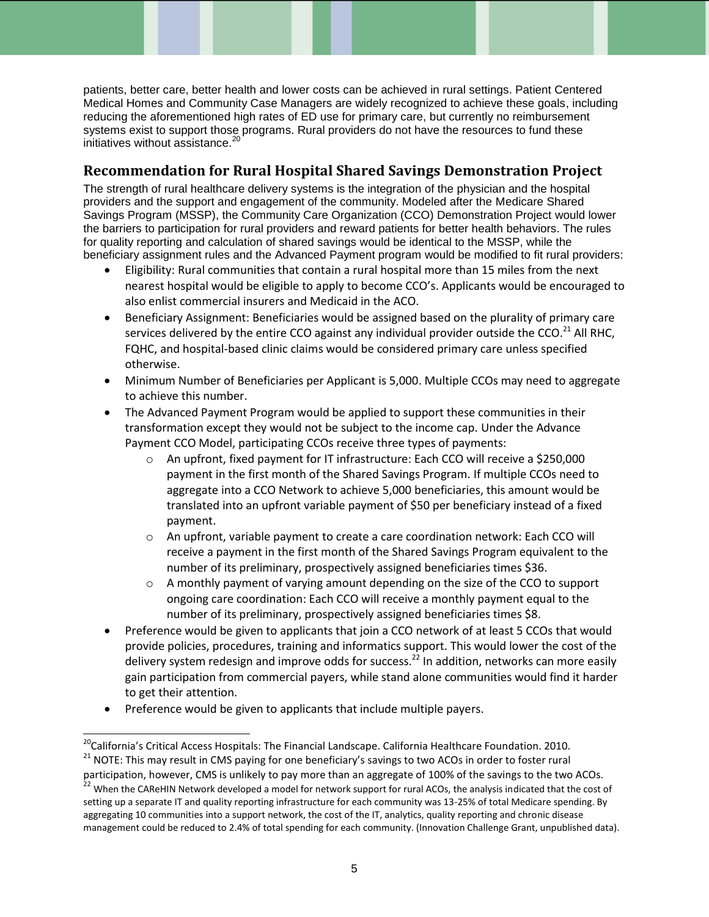patients, better care, better health and lower costs can be achieved in rural settings. Patient Centered Medical Homes and Community Case Managers are widely recognized to achieve these goals, including reducing the aforementioned high rates of ED use for primary care, but currently no reimbursement systems exist to support those programs. Rural providers do not have the resources to fund these initiatives without assistance.[20]

## Recommendation for Rural Hospital Shared Savings Demonstration Project

The strength of rural healthcare delivery systems is the integration of the physician and the hospital providers and the support and engagement of the community. Modeled after the Medicare Shared Savings Program (MSSP), the Community Care Organization (CCO) Demonstration Project would lower the barriers to participation for rural providers and reward patients for better health behaviors. The rules for quality reporting and calculation of shared savings would be identical to the MSSP, while the beneficiary assignment rules and the Advanced Payment program would be modified to fit rural providers:

- Eligibility: Rural communities that contain a rural hospital more than 15 miles from the next nearest hospital would be eligible to apply to become CCO's. Applicants would be encouraged to also enlist commercial insurers and Medicaid in the ACO.
- Beneficiary Assignment: Beneficiaries would be assigned based on the plurality of primary care services delivered by the entire CCO against any individual provider outside the CCO.[21] All RHC, FQHC, and hospital-based clinic claims would be considered primary care unless specified otherwise.
- Minimum Number of Beneficiaries per Applicant is 5,000. Multiple CCOs may need to aggregate to achieve this number.
- The Advanced Payment Program would be applied to support these communities in their transformation except they would not be subject to the income cap. Under the Advance Payment CCO Model, participating CCOs receive three types of payments:
  - An upfront, fixed payment for IT infrastructure: Each CCO will receive a $250,000 payment in the first month of the Shared Savings Program. If multiple CCOs need to aggregate into a CCO Network to achieve 5,000 beneficiaries, this amount would be translated into an upfront variable payment of $50 per beneficiary instead of a fixed payment.
  - An upfront, variable payment to create a care coordination network: Each CCO will receive a payment in the first month of the Shared Savings Program equivalent to the number of its preliminary, prospectively assigned beneficiaries times $36.
  - A monthly payment of varying amount depending on the size of the CCO to support ongoing care coordination: Each CCO will receive a monthly payment equal to the number of its preliminary, prospectively assigned beneficiaries times $8.
- Preference would be given to applicants that join a CCO network of at least 5 CCOs that would provide policies, procedures, training and informatics support. This would lower the cost of the delivery system redesign and improve odds for success.[22] In addition, networks can more easily gain participation from commercial payers, while stand alone communities would find it harder to get their attention.
- Preference would be given to applicants that include multiple payers.

---

[20] California's Critical Access Hospitals: The Financial Landscape. California Healthcare Foundation. 2010.

[21] NOTE: This may result in CMS paying for one beneficiary's savings to two ACOs in order to foster rural participation, however, CMS is unlikely to pay more than an aggregate of 100% of the savings to the two ACOs.

[22] When the CAReHIN Network developed a model for network support for rural ACOs, the analysis indicated that the cost of setting up a separate IT and quality reporting infrastructure for each community was 13-25% of total Medicare spending. By aggregating 10 communities into a support network, the cost of the IT, analytics, quality reporting and chronic disease management could be reduced to 2.4% of total spending for each community. (Innovation Challenge Grant, unpublished data).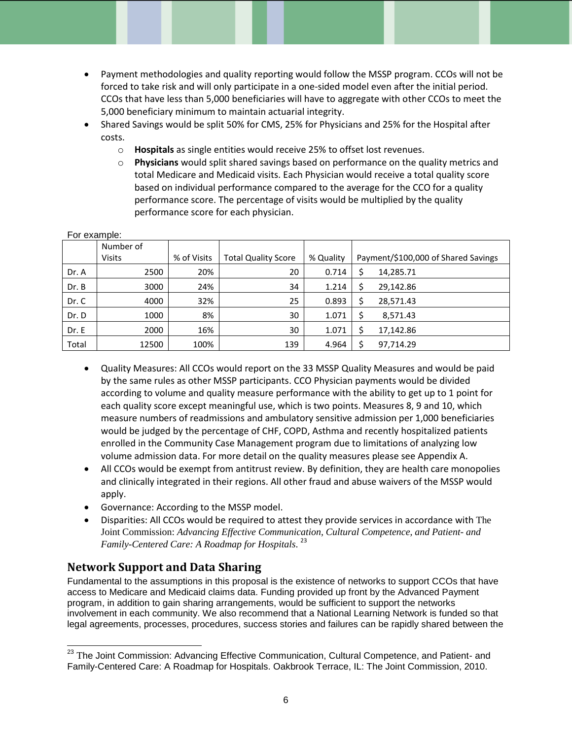- Payment methodologies and quality reporting would follow the MSSP program. CCOs will not be forced to take risk and will only participate in a one-sided model even after the initial period. CCOs that have less than 5,000 beneficiaries will have to aggregate with other CCOs to meet the 5,000 beneficiary minimum to maintain actuarial integrity.
- Shared Savings would be split 50% for CMS, 25% for Physicians and 25% for the Hospital after costs.
  - **Hospitals** as single entities would receive 25% to offset lost revenues.
  - **Physicians** would split shared savings based on performance on the quality metrics and total Medicare and Medicaid visits. Each Physician would receive a total quality score based on individual performance compared to the average for the CCO for a quality performance score. The percentage of visits would be multiplied by the quality performance score for each physician.

For example:

| | Number of Visits | % of Visits | Total Quality Score | % Quality | Payment/$100,000 of Shared Savings |
|---|---|---|---|---|---|
| Dr. A | 2500 | 20% | 20 | 0.714 | $ 14,285.71 |
| Dr. B | 3000 | 24% | 34 | 1.214 | $ 29,142.86 |
| Dr. C | 4000 | 32% | 25 | 0.893 | $ 28,571.43 |
| Dr. D | 1000 | 8% | 30 | 1.071 | $ 8,571.43 |
| Dr. E | 2000 | 16% | 30 | 1.071 | $ 17,142.86 |
| Total | 12500 | 100% | 139 | 4.964 | $ 97,714.29 |

- Quality Measures: All CCOs would report on the 33 MSSP Quality Measures and would be paid by the same rules as other MSSP participants. CCO Physician payments would be divided according to volume and quality measure performance with the ability to get up to 1 point for each quality score except meaningful use, which is two points. Measures 8, 9 and 10, which measure numbers of readmissions and ambulatory sensitive admission per 1,000 beneficiaries would be judged by the percentage of CHF, COPD, Asthma and recently hospitalized patients enrolled in the Community Case Management program due to limitations of analyzing low volume admission data. For more detail on the quality measures please see Appendix A.
- All CCOs would be exempt from antitrust review. By definition, they are health care monopolies and clinically integrated in their regions. All other fraud and abuse waivers of the MSSP would apply.
- Governance: According to the MSSP model.
- Disparities: All CCOs would be required to attest they provide services in accordance with The Joint Commission: *Advancing Effective Communication, Cultural Competence, and Patient- and Family-Centered Care: A Roadmap for Hospitals.*[23]

## Network Support and Data Sharing

Fundamental to the assumptions in this proposal is the existence of networks to support CCOs that have access to Medicare and Medicaid claims data. Funding provided up front by the Advanced Payment program, in addition to gain sharing arrangements, would be sufficient to support the networks involvement in each community. We also recommend that a National Learning Network is funded so that legal agreements, processes, procedures, success stories and failures can be rapidly shared between the

[23] The Joint Commission: Advancing Effective Communication, Cultural Competence, and Patient- and Family-Centered Care: A Roadmap for Hospitals. Oakbrook Terrace, IL: The Joint Commission, 2010.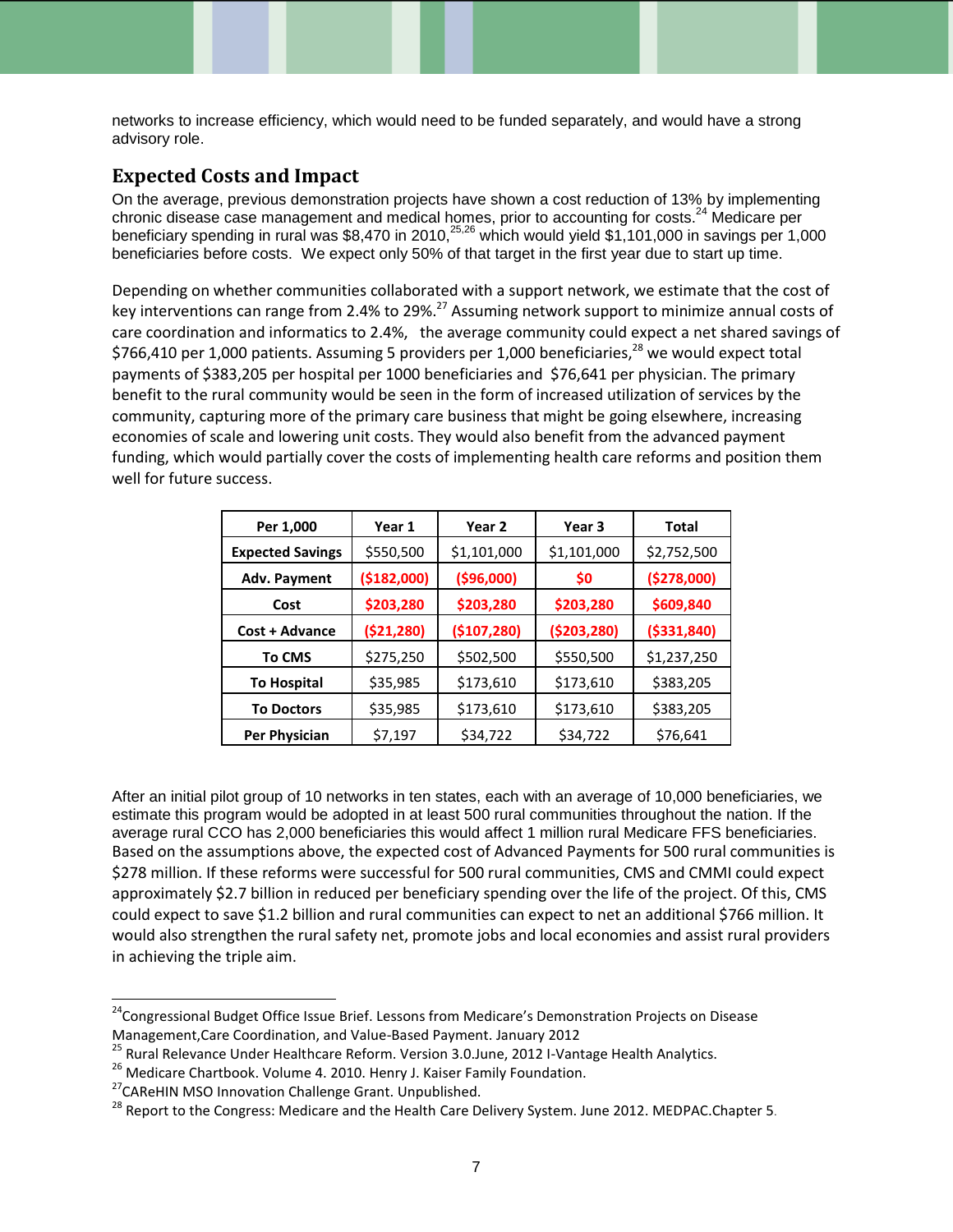networks to increase efficiency, which would need to be funded separately, and would have a strong advisory role.

## Expected Costs and Impact

On the average, previous demonstration projects have shown a cost reduction of 13% by implementing chronic disease case management and medical homes, prior to accounting for costs.[24] Medicare per beneficiary spending in rural was $8,470 in 2010,[25,26] which would yield $1,101,000 in savings per 1,000 beneficiaries before costs. We expect only 50% of that target in the first year due to start up time.

Depending on whether communities collaborated with a support network, we estimate that the cost of key interventions can range from 2.4% to 29%.[27] Assuming network support to minimize annual costs of care coordination and informatics to 2.4%, the average community could expect a net shared savings of $766,410 per 1,000 patients. Assuming 5 providers per 1,000 beneficiaries,[28] we would expect total payments of $383,205 per hospital per 1000 beneficiaries and $76,641 per physician. The primary benefit to the rural community would be seen in the form of increased utilization of services by the community, capturing more of the primary care business that might be going elsewhere, increasing economies of scale and lowering unit costs. They would also benefit from the advanced payment funding, which would partially cover the costs of implementing health care reforms and position them well for future success.

| Per 1,000 | Year 1 | Year 2 | Year 3 | Total |
|---|---|---|---|---|
| **Expected Savings** | $550,500 | $1,101,000 | $1,101,000 | $2,752,500 |
| **Adv. Payment** | **($182,000)** | **($96,000)** | **$0** | **($278,000)** |
| **Cost** | **$203,280** | **$203,280** | **$203,280** | **$609,840** |
| **Cost + Advance** | **($21,280)** | **($107,280)** | **($203,280)** | **($331,840)** |
| **To CMS** | $275,250 | $502,500 | $550,500 | $1,237,250 |
| **To Hospital** | $35,985 | $173,610 | $173,610 | $383,205 |
| **To Doctors** | $35,985 | $173,610 | $173,610 | $383,205 |
| **Per Physician** | $7,197 | $34,722 | $34,722 | $76,641 |

After an initial pilot group of 10 networks in ten states, each with an average of 10,000 beneficiaries, we estimate this program would be adopted in at least 500 rural communities throughout the nation. If the average rural CCO has 2,000 beneficiaries this would affect 1 million rural Medicare FFS beneficiaries. Based on the assumptions above, the expected cost of Advanced Payments for 500 rural communities is $278 million. If these reforms were successful for 500 rural communities, CMS and CMMI could expect approximately $2.7 billion in reduced per beneficiary spending over the life of the project. Of this, CMS could expect to save $1.2 billion and rural communities can expect to net an additional $766 million. It would also strengthen the rural safety net, promote jobs and local economies and assist rural providers in achieving the triple aim.

---

[24] Congressional Budget Office Issue Brief. Lessons from Medicare's Demonstration Projects on Disease Management,Care Coordination, and Value-Based Payment. January 2012

[25] Rural Relevance Under Healthcare Reform. Version 3.0.June, 2012 I-Vantage Health Analytics.

[26] Medicare Chartbook. Volume 4. 2010. Henry J. Kaiser Family Foundation.

[27] CAReHIN MSO Innovation Challenge Grant. Unpublished.

[28] Report to the Congress: Medicare and the Health Care Delivery System. June 2012. MEDPAC.Chapter 5.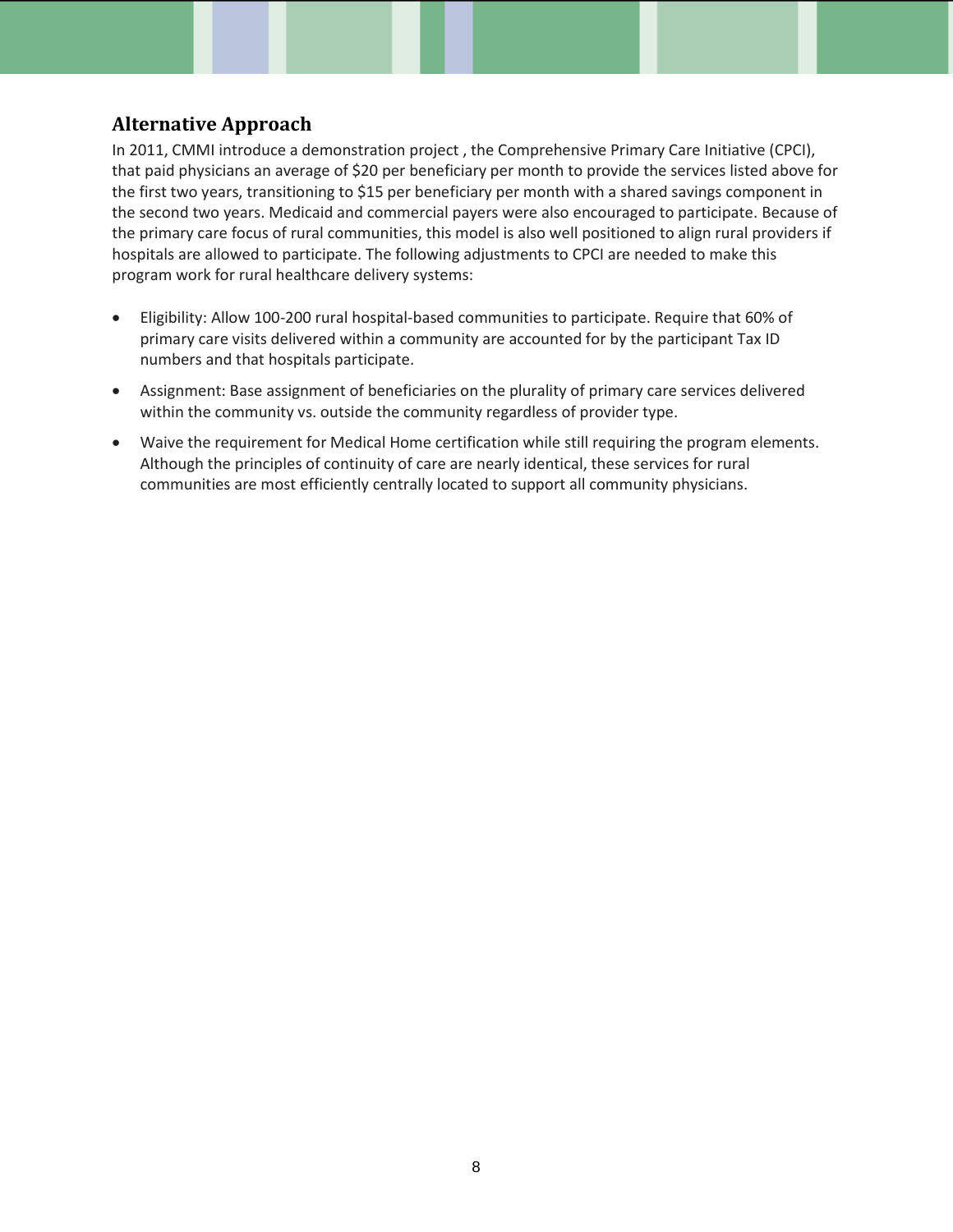## Alternative Approach

In 2011, CMMI introduce a demonstration project , the Comprehensive Primary Care Initiative (CPCI), that paid physicians an average of $20 per beneficiary per month to provide the services listed above for the first two years, transitioning to $15 per beneficiary per month with a shared savings component in the second two years. Medicaid and commercial payers were also encouraged to participate. Because of the primary care focus of rural communities, this model is also well positioned to align rural providers if hospitals are allowed to participate. The following adjustments to CPCI are needed to make this program work for rural healthcare delivery systems:

- Eligibility: Allow 100-200 rural hospital-based communities to participate. Require that 60% of primary care visits delivered within a community are accounted for by the participant Tax ID numbers and that hospitals participate.
- Assignment: Base assignment of beneficiaries on the plurality of primary care services delivered within the community vs. outside the community regardless of provider type.
- Waive the requirement for Medical Home certification while still requiring the program elements. Although the principles of continuity of care are nearly identical, these services for rural communities are most efficiently centrally located to support all community physicians.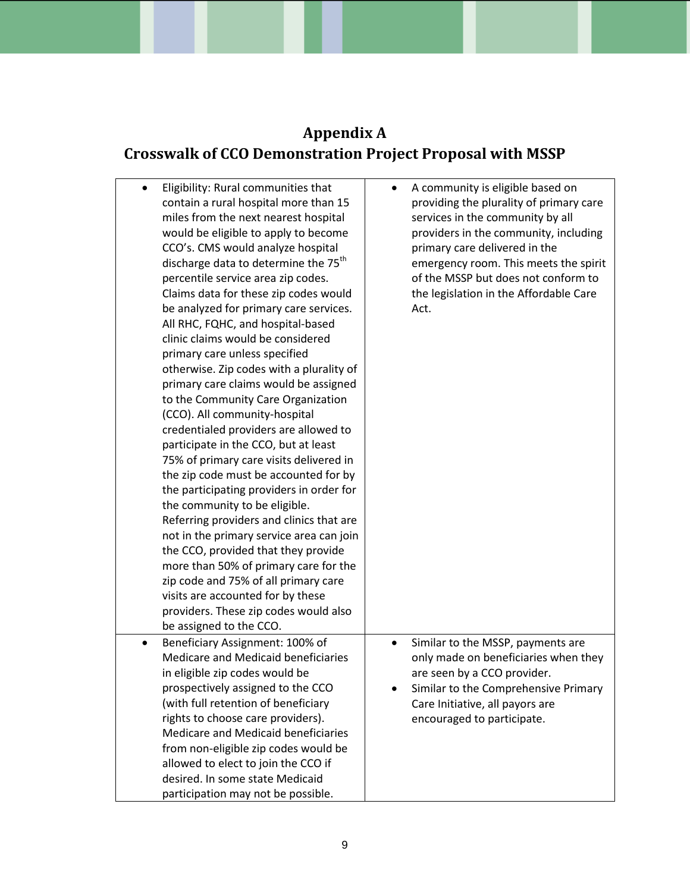## Appendix A
## Crosswalk of CCO Demonstration Project Proposal with MSSP

| | |
|---|---|
| • Eligibility: Rural communities that contain a rural hospital more than 15 miles from the next nearest hospital would be eligible to apply to become CCO's. CMS would analyze hospital discharge data to determine the 75th percentile service area zip codes. Claims data for these zip codes would be analyzed for primary care services. All RHC, FQHC, and hospital-based clinic claims would be considered primary care unless specified otherwise. Zip codes with a plurality of primary care claims would be assigned to the Community Care Organization (CCO). All community-hospital credentialed providers are allowed to participate in the CCO, but at least 75% of primary care visits delivered in the zip code must be accounted for by the participating providers in order for the community to be eligible. Referring providers and clinics that are not in the primary service area can join the CCO, provided that they provide more than 50% of primary care for the zip code and 75% of all primary care visits are accounted for by these providers. These zip codes would also be assigned to the CCO. | • A community is eligible based on providing the plurality of primary care services in the community by all providers in the community, including primary care delivered in the emergency room. This meets the spirit of the MSSP but does not conform to the legislation in the Affordable Care Act. |
| • Beneficiary Assignment: 100% of Medicare and Medicaid beneficiaries in eligible zip codes would be prospectively assigned to the CCO (with full retention of beneficiary rights to choose care providers). Medicare and Medicaid beneficiaries from non-eligible zip codes would be allowed to elect to join the CCO if desired. In some state Medicaid participation may not be possible. | • Similar to the MSSP, payments are only made on beneficiaries when they are seen by a CCO provider.<br>• Similar to the Comprehensive Primary Care Initiative, all payors are encouraged to participate. |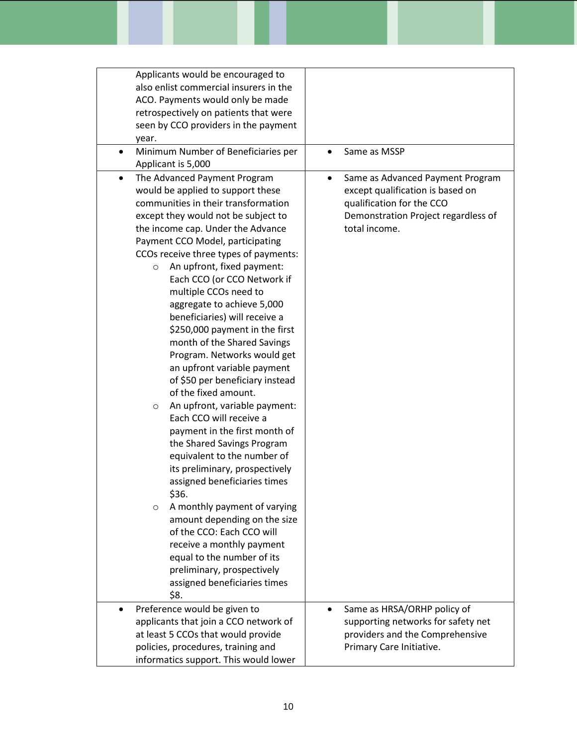| | |
|---|---|
| Applicants would be encouraged to also enlist commercial insurers in the ACO. Payments would only be made retrospectively on patients that were seen by CCO providers in the payment year. | |
| • Minimum Number of Beneficiaries per Applicant is 5,000 | • Same as MSSP |
| • The Advanced Payment Program would be applied to support these communities in their transformation except they would not be subject to the income cap. Under the Advance Payment CCO Model, participating CCOs receive three types of payments:<br>  ○ An upfront, fixed payment: Each CCO (or CCO Network if multiple CCOs need to aggregate to achieve 5,000 beneficiaries) will receive a \$250,000 payment in the first month of the Shared Savings Program. Networks would get an upfront variable payment of \$50 per beneficiary instead of the fixed amount.<br>  ○ An upfront, variable payment: Each CCO will receive a payment in the first month of the Shared Savings Program equivalent to the number of its preliminary, prospectively assigned beneficiaries times \$36.<br>  ○ A monthly payment of varying amount depending on the size of the CCO: Each CCO will receive a monthly payment equal to the number of its preliminary, prospectively assigned beneficiaries times \$8. | • Same as Advanced Payment Program except qualification is based on qualification for the CCO Demonstration Project regardless of total income. |
| • Preference would be given to applicants that join a CCO network of at least 5 CCOs that would provide policies, procedures, training and informatics support. This would lower | • Same as HRSA/ORHP policy of supporting networks for safety net providers and the Comprehensive Primary Care Initiative. |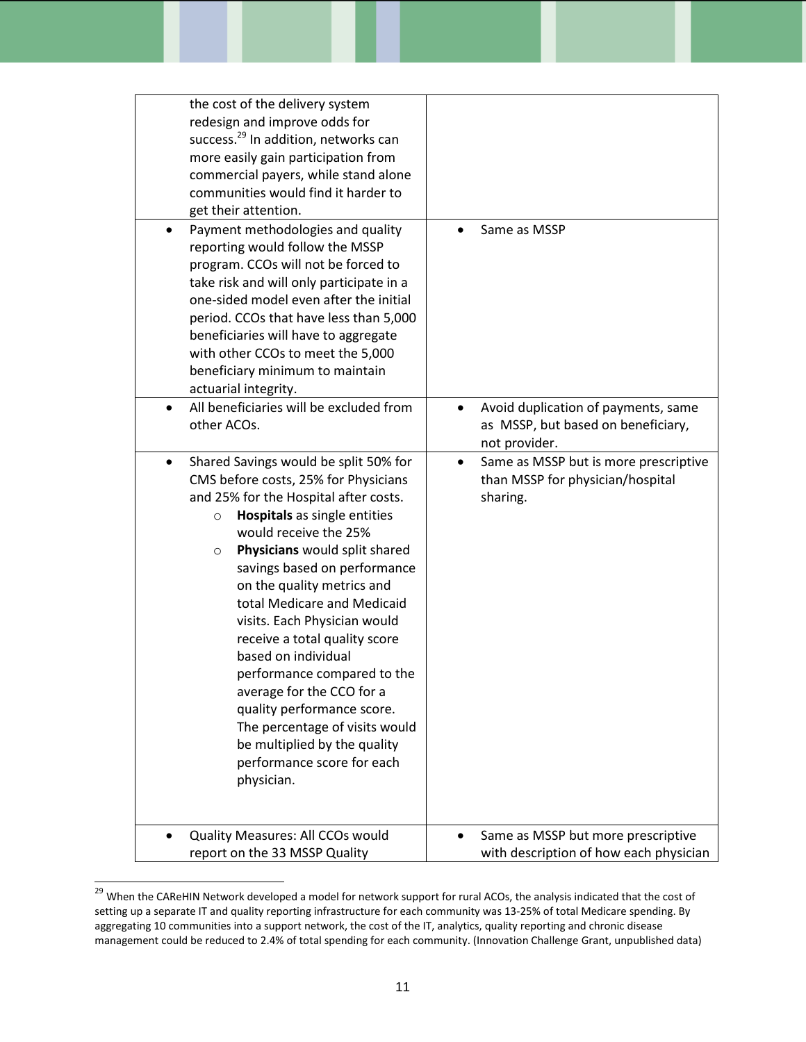| | |
|---|---|
| the cost of the delivery system redesign and improve odds for success.[29] In addition, networks can more easily gain participation from commercial payers, while stand alone communities would find it harder to get their attention. | |
| • Payment methodologies and quality reporting would follow the MSSP program. CCOs will not be forced to take risk and will only participate in a one-sided model even after the initial period. CCOs that have less than 5,000 beneficiaries will have to aggregate with other CCOs to meet the 5,000 beneficiary minimum to maintain actuarial integrity. | • Same as MSSP |
| • All beneficiaries will be excluded from other ACOs. | • Avoid duplication of payments, same as MSSP, but based on beneficiary, not provider. |
| • Shared Savings would be split 50% for CMS before costs, 25% for Physicians and 25% for the Hospital after costs.<br>○ **Hospitals** as single entities would receive the 25%<br>○ **Physicians** would split shared savings based on performance on the quality metrics and total Medicare and Medicaid visits. Each Physician would receive a total quality score based on individual performance compared to the average for the CCO for a quality performance score. The percentage of visits would be multiplied by the quality performance score for each physician. | • Same as MSSP but is more prescriptive than MSSP for physician/hospital sharing. |
| • Quality Measures: All CCOs would report on the 33 MSSP Quality | • Same as MSSP but more prescriptive with description of how each physician |

[29] When the CAReHIN Network developed a model for network support for rural ACOs, the analysis indicated that the cost of setting up a separate IT and quality reporting infrastructure for each community was 13-25% of total Medicare spending. By aggregating 10 communities into a support network, the cost of the IT, analytics, quality reporting and chronic disease management could be reduced to 2.4% of total spending for each community. (Innovation Challenge Grant, unpublished data)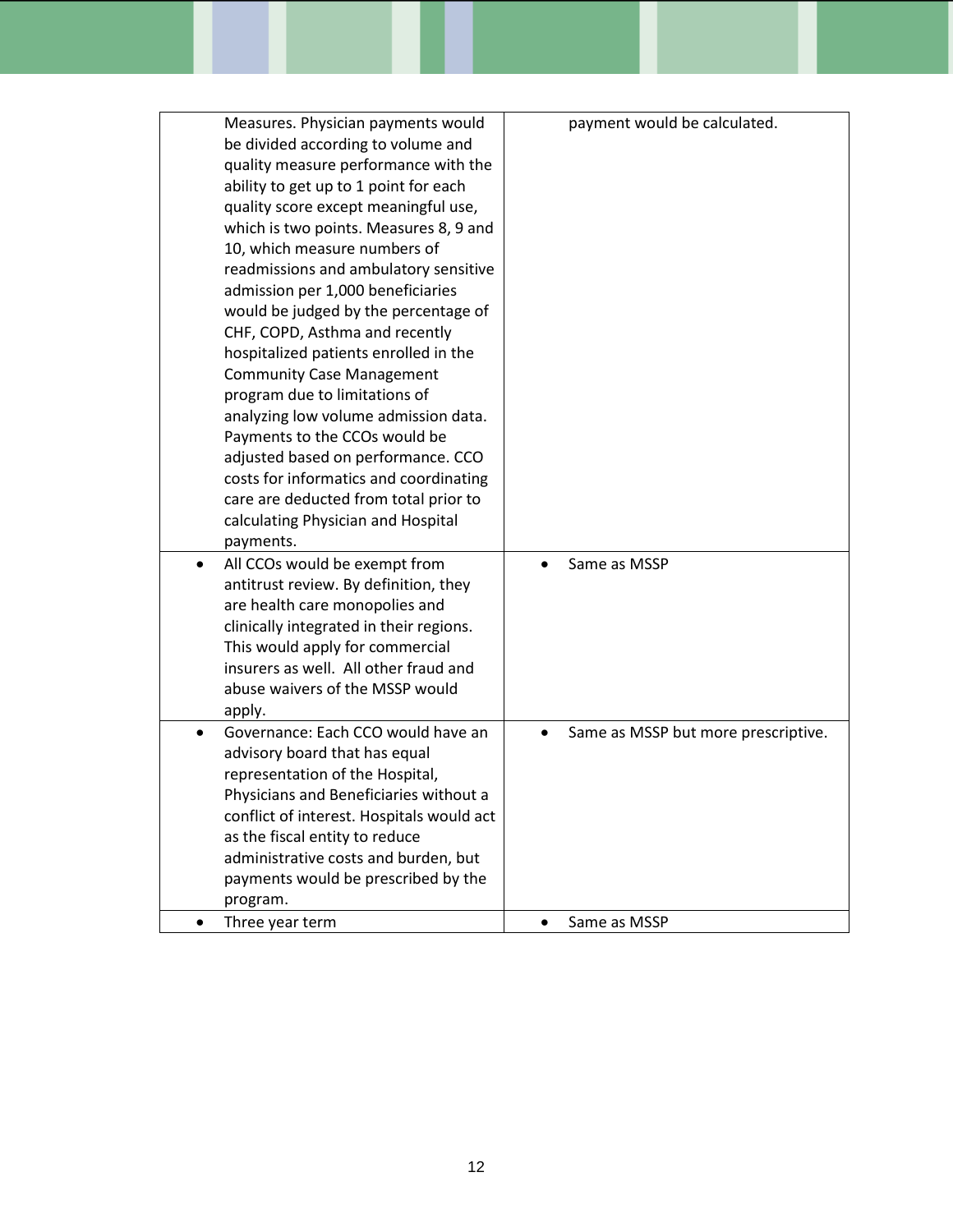| | |
|---|---|
| Measures. Physician payments would be divided according to volume and quality measure performance with the ability to get up to 1 point for each quality score except meaningful use, which is two points. Measures 8, 9 and 10, which measure numbers of readmissions and ambulatory sensitive admission per 1,000 beneficiaries would be judged by the percentage of CHF, COPD, Asthma and recently hospitalized patients enrolled in the Community Case Management program due to limitations of analyzing low volume admission data. Payments to the CCOs would be adjusted based on performance. CCO costs for informatics and coordinating care are deducted from total prior to calculating Physician and Hospital payments. | payment would be calculated. |
| • All CCOs would be exempt from antitrust review. By definition, they are health care monopolies and clinically integrated in their regions. This would apply for commercial insurers as well. All other fraud and abuse waivers of the MSSP would apply. | • Same as MSSP |
| • Governance: Each CCO would have an advisory board that has equal representation of the Hospital, Physicians and Beneficiaries without a conflict of interest. Hospitals would act as the fiscal entity to reduce administrative costs and burden, but payments would be prescribed by the program. | • Same as MSSP but more prescriptive. |
| • Three year term | • Same as MSSP |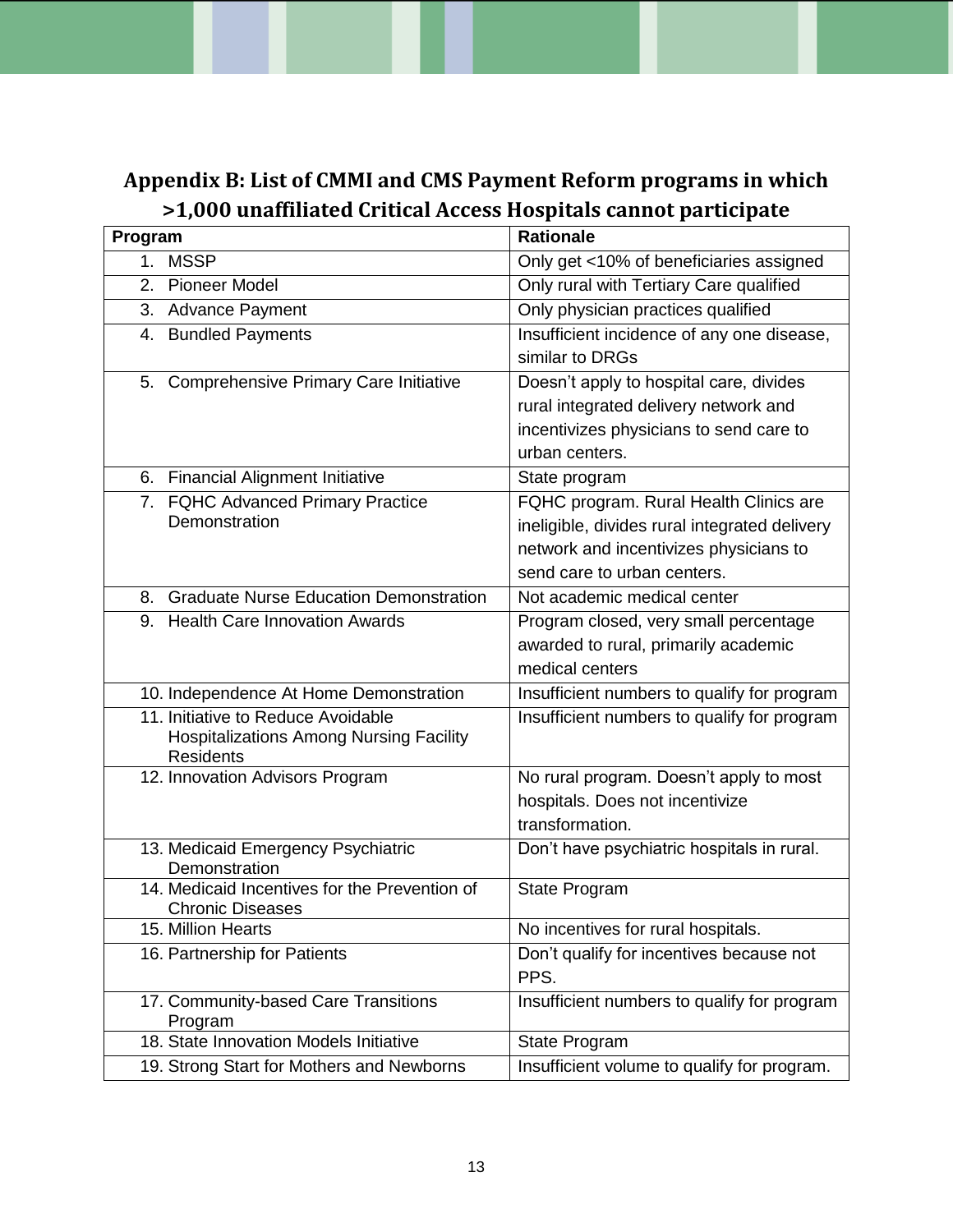## Appendix B: List of CMMI and CMS Payment Reform programs in which >1,000 unaffiliated Critical Access Hospitals cannot participate

| Program | Rationale |
| --- | --- |
| 1. MSSP | Only get <10% of beneficiaries assigned |
| 2. Pioneer Model | Only rural with Tertiary Care qualified |
| 3. Advance Payment | Only physician practices qualified |
| 4. Bundled Payments | Insufficient incidence of any one disease, similar to DRGs |
| 5. Comprehensive Primary Care Initiative | Doesn't apply to hospital care, divides rural integrated delivery network and incentivizes physicians to send care to urban centers. |
| 6. Financial Alignment Initiative | State program |
| 7. FQHC Advanced Primary Practice Demonstration | FQHC program. Rural Health Clinics are ineligible, divides rural integrated delivery network and incentivizes physicians to send care to urban centers. |
| 8. Graduate Nurse Education Demonstration | Not academic medical center |
| 9. Health Care Innovation Awards | Program closed, very small percentage awarded to rural, primarily academic medical centers |
| 10. Independence At Home Demonstration | Insufficient numbers to qualify for program |
| 11. Initiative to Reduce Avoidable Hospitalizations Among Nursing Facility Residents | Insufficient numbers to qualify for program |
| 12. Innovation Advisors Program | No rural program. Doesn't apply to most hospitals. Does not incentivize transformation. |
| 13. Medicaid Emergency Psychiatric Demonstration | Don't have psychiatric hospitals in rural. |
| 14. Medicaid Incentives for the Prevention of Chronic Diseases | State Program |
| 15. Million Hearts | No incentives for rural hospitals. |
| 16. Partnership for Patients | Don't qualify for incentives because not PPS. |
| 17. Community-based Care Transitions Program | Insufficient numbers to qualify for program |
| 18. State Innovation Models Initiative | State Program |
| 19. Strong Start for Mothers and Newborns | Insufficient volume to qualify for program. |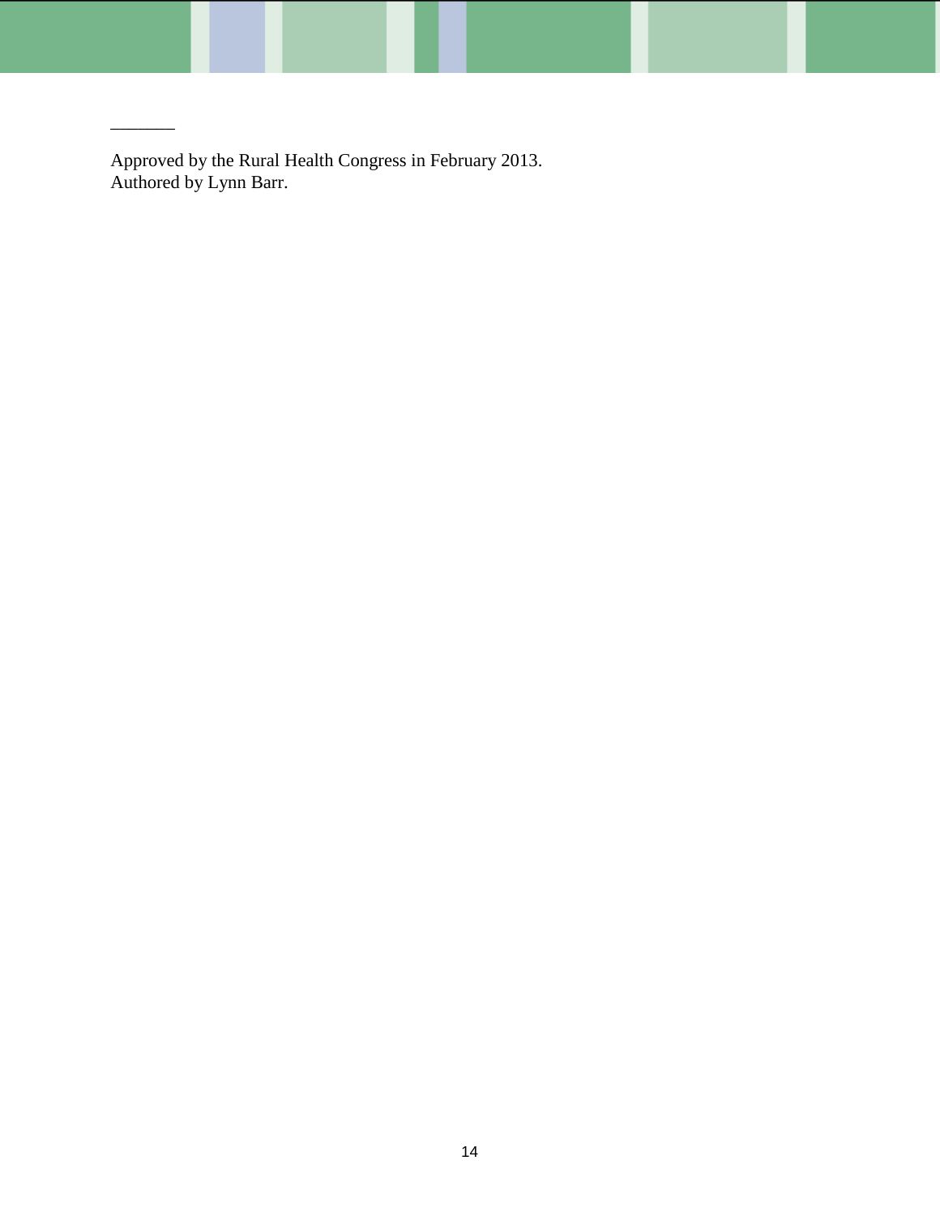Approved by the Rural Health Congress in February 2013.
Authored by Lynn Barr.